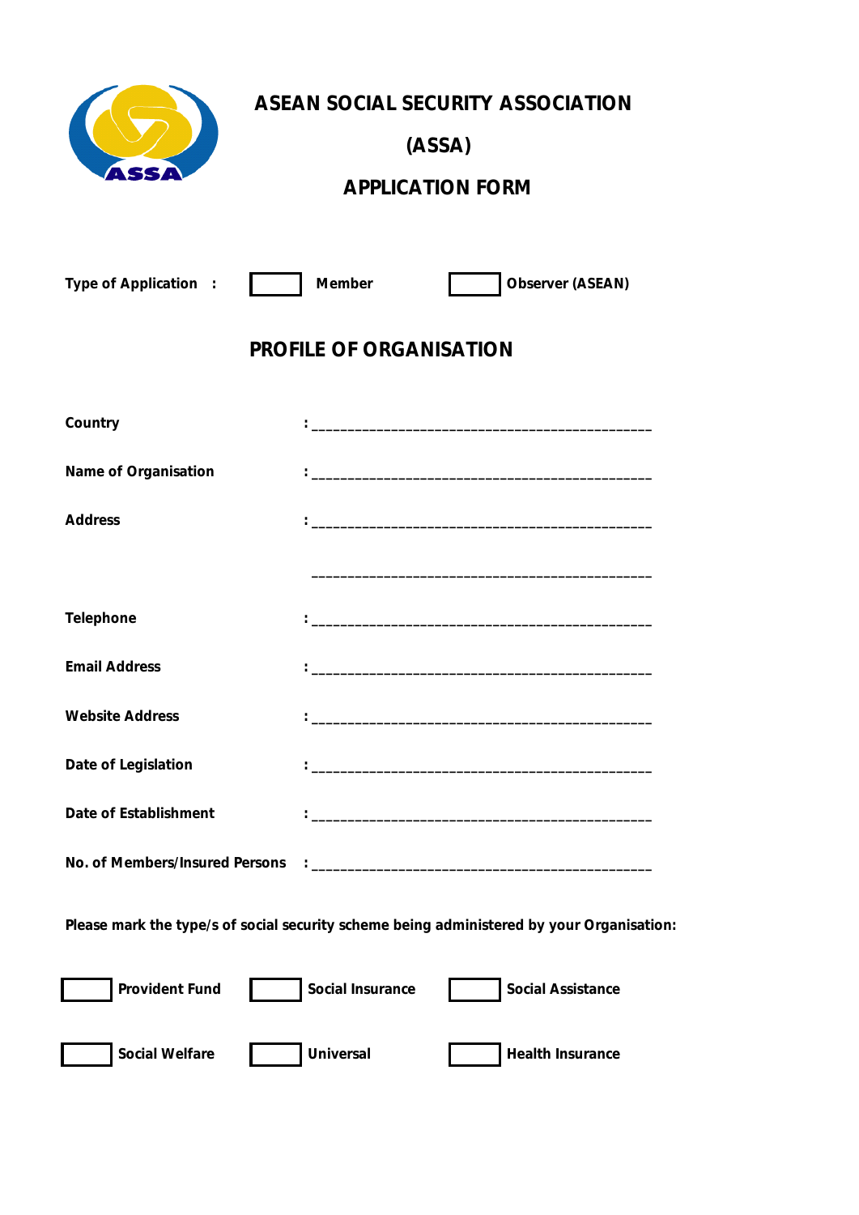# ASEAN SOCIAL SECURITY ASSOCIATION

# (ASSA)

# APPLICATION FORM

**Type of Application :** ☐ **Member** ☐ **Observer (ASEAN)**

## PROFILE OF ORGANISATION

**Country** : ______________________________________________

**Name of Organisation** : ______________________________________________

**Address** : ______________________________________________

______________________________________________

**Telephone** : ______________________________________________

**Email Address** : ______________________________________________

**Website Address** : ______________________________________________

**Date of Legislation** : ______________________________________________

**Date of Establishment** : ______________________________________________

**No. of Members/Insured Persons** : ______________________________________________

**Please mark the type/s of social security scheme being administered by your Organisation:**

☐ **Provident Fund** ☐ **Social Insurance** ☐ **Social Assistance**

☐ **Social Welfare** ☐ **Universal** ☐ **Health Insurance**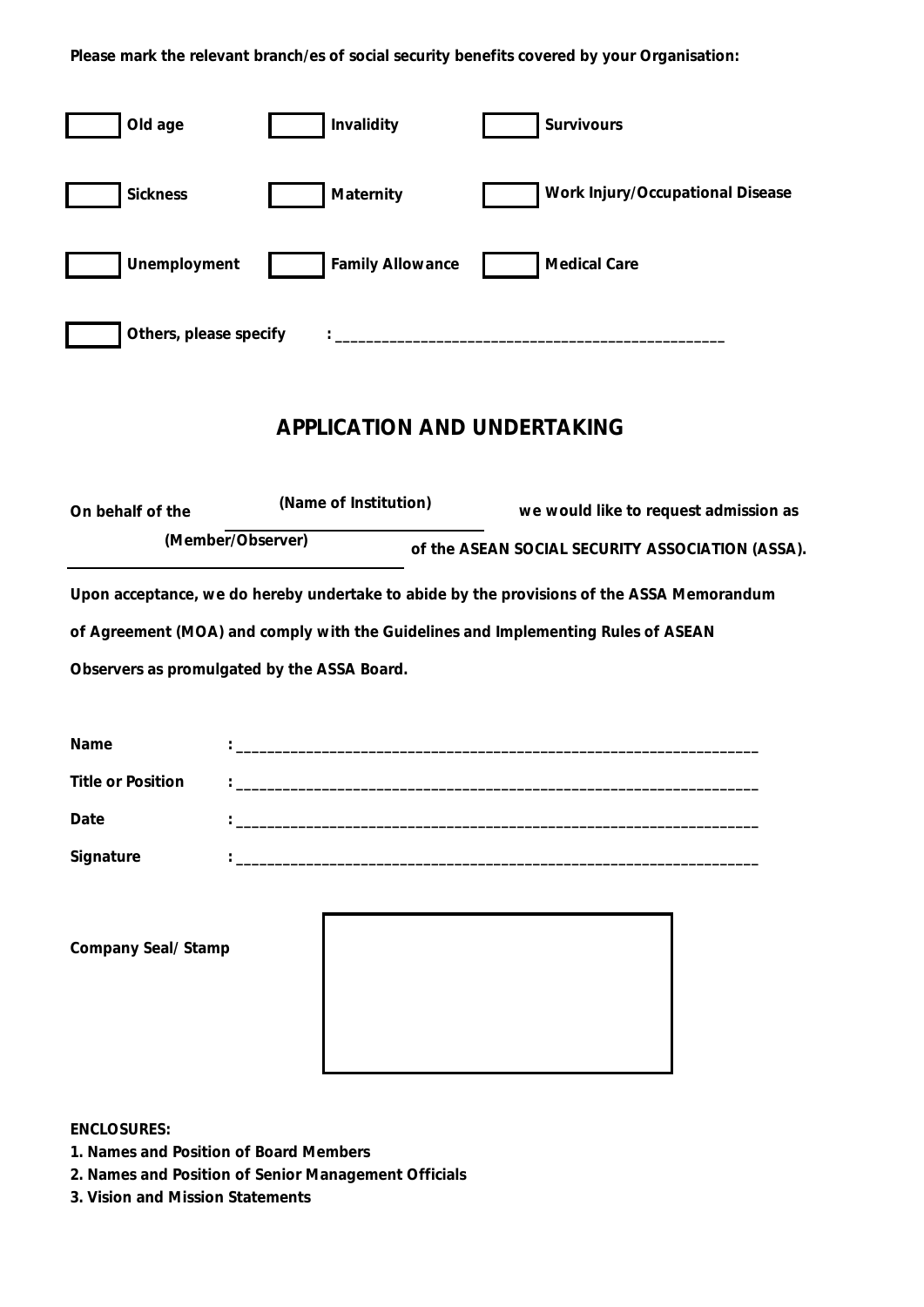**Please mark the relevant branch/es of social security benefits covered by your Organisation:**

- [ ] **Old age**
- [ ] **Invalidity**
- [ ] **Survivours**
- [ ] **Sickness**
- [ ] **Maternity**
- [ ] **Work Injury/Occupational Disease**
- [ ] **Unemployment**
- [ ] **Family Allowance**
- [ ] **Medical Care**
- [ ] **Others, please specify** : ________________________________________________

## APPLICATION AND UNDERTAKING

**On behalf of the** ______________________ **(Name of Institution) we would like to request admission as** ______________________ **(Member/Observer) of the ASEAN SOCIAL SECURITY ASSOCIATION (ASSA).**

**Upon acceptance, we do hereby undertake to abide by the provisions of the ASSA Memorandum of Agreement (MOA) and comply with the Guidelines and Implementing Rules of ASEAN Observers as promulgated by the ASSA Board.**

**Name** : ________________________________________________________________

**Title or Position** : ________________________________________________________________

**Date** : ________________________________________________________________

**Signature** : ________________________________________________________________

**Company Seal/ Stamp**

**ENCLOSURES:**

**1. Names and Position of Board Members**

**2. Names and Position of Senior Management Officials**

**3. Vision and Mission Statements**